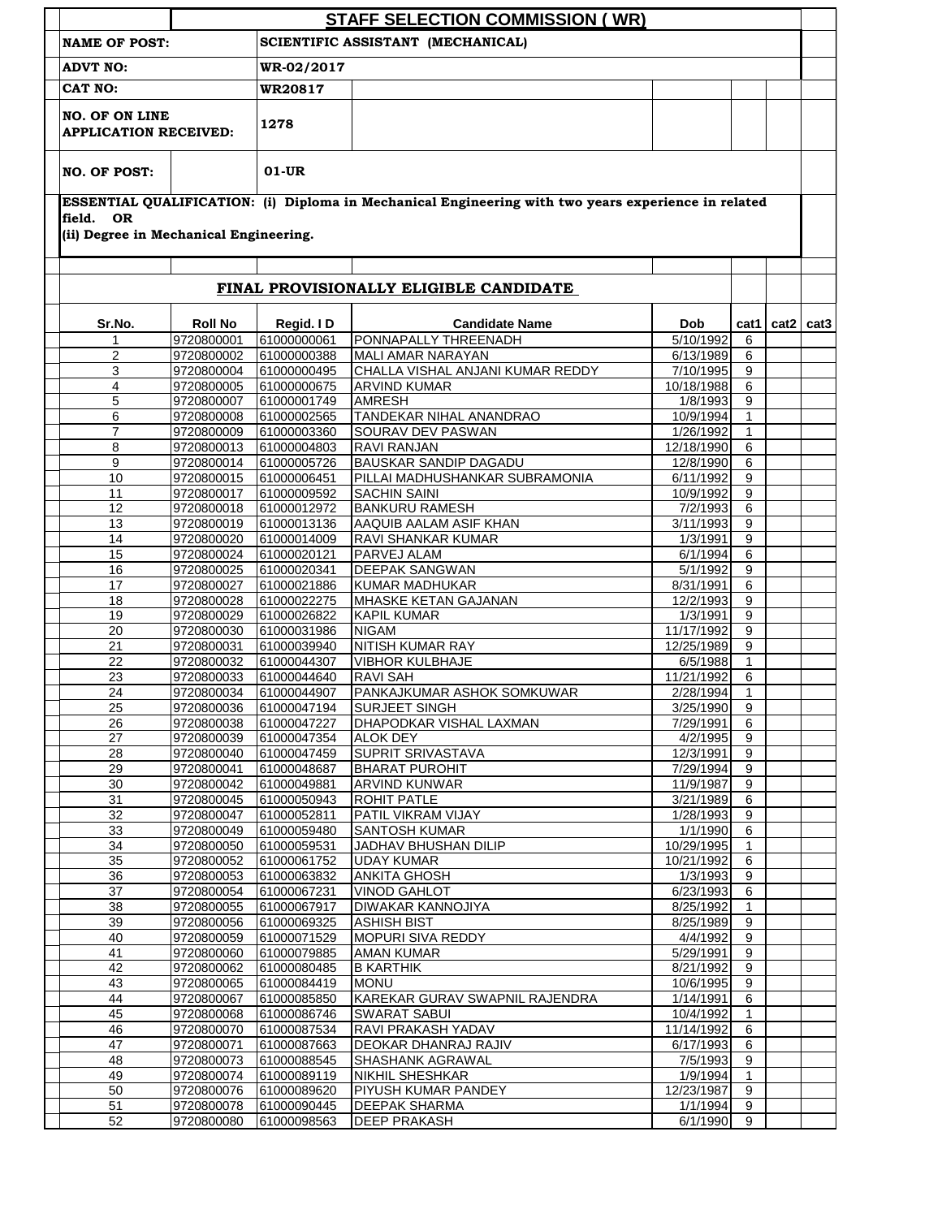# STAFF SELECTION COMMISSION ( WR)

| | |
|---|---|
| **NAME OF POST:** | **SCIENTIFIC ASSISTANT (MECHANICAL)** |
| **ADVT NO:** | **WR-02/2017** |
| **CAT NO:** | **WR20817** |
| **NO. OF ON LINE APPLICATION RECEIVED:** | **1278** |
| **NO. OF POST:** | **01-UR** |

**ESSENTIAL QUALIFICATION: (i) Diploma in Mechanical Engineering with two years experience in related field. OR**
**(ii) Degree in Mechanical Engineering.**

## FINAL PROVISIONALLY ELIGIBLE CANDIDATE

| Sr.No. | Roll No | Regid. I D | Candidate Name | Dob | cat1 | cat2 | cat3 |
|---|---|---|---|---|---|---|---|
| 1 | 9720800001 | 61000000061 | PONNAPALLY THREENADH | 5/10/1992 | 6 | | |
| 2 | 9720800002 | 61000000388 | MALI AMAR NARAYAN | 6/13/1989 | 6 | | |
| 3 | 9720800004 | 61000000495 | CHALLA VISHAL ANJANI KUMAR REDDY | 7/10/1995 | 9 | | |
| 4 | 9720800005 | 61000000675 | ARVIND KUMAR | 10/18/1988 | 6 | | |
| 5 | 9720800007 | 61000001749 | AMRESH | 1/8/1993 | 9 | | |
| 6 | 9720800008 | 61000002565 | TANDEKAR NIHAL ANANDRAO | 10/9/1994 | 1 | | |
| 7 | 9720800009 | 61000003360 | SOURAV DEV PASWAN | 1/26/1992 | 1 | | |
| 8 | 9720800013 | 61000004803 | RAVI RANJAN | 12/18/1990 | 6 | | |
| 9 | 9720800014 | 61000005726 | BAUSKAR SANDIP DAGADU | 12/8/1990 | 6 | | |
| 10 | 9720800015 | 61000006451 | PILLAI MADHUSHANKAR SUBRAMONIA | 6/11/1992 | 9 | | |
| 11 | 9720800017 | 61000009592 | SACHIN SAINI | 10/9/1992 | 9 | | |
| 12 | 9720800018 | 61000012972 | BANKURU RAMESH | 7/2/1993 | 6 | | |
| 13 | 9720800019 | 61000013136 | AAQUIB AALAM ASIF KHAN | 3/11/1993 | 9 | | |
| 14 | 9720800020 | 61000014009 | RAVI SHANKAR KUMAR | 1/3/1991 | 9 | | |
| 15 | 9720800024 | 61000020121 | PARVEJ ALAM | 6/1/1994 | 6 | | |
| 16 | 9720800025 | 61000020341 | DEEPAK SANGWAN | 5/1/1992 | 9 | | |
| 17 | 9720800027 | 61000021886 | KUMAR MADHUKAR | 8/31/1991 | 6 | | |
| 18 | 9720800028 | 61000022275 | MHASKE KETAN GAJANAN | 12/2/1993 | 9 | | |
| 19 | 9720800029 | 61000026822 | KAPIL KUMAR | 1/3/1991 | 9 | | |
| 20 | 9720800030 | 61000031986 | NIGAM | 11/17/1992 | 9 | | |
| 21 | 9720800031 | 61000039940 | NITISH KUMAR RAY | 12/25/1989 | 9 | | |
| 22 | 9720800032 | 61000044307 | VIBHOR KULBHAJE | 6/5/1988 | 1 | | |
| 23 | 9720800033 | 61000044640 | RAVI SAH | 11/21/1992 | 6 | | |
| 24 | 9720800034 | 61000044907 | PANKAJKUMAR ASHOK SOMKUWAR | 2/28/1994 | 1 | | |
| 25 | 9720800036 | 61000047194 | SURJEET SINGH | 3/25/1990 | 9 | | |
| 26 | 9720800038 | 61000047227 | DHAPODKAR VISHAL LAXMAN | 7/29/1991 | 6 | | |
| 27 | 9720800039 | 61000047354 | ALOK DEY | 4/2/1995 | 9 | | |
| 28 | 9720800040 | 61000047459 | SUPRIT SRIVASTAVA | 12/3/1991 | 9 | | |
| 29 | 9720800041 | 61000048687 | BHARAT PUROHIT | 7/29/1994 | 9 | | |
| 30 | 9720800042 | 61000049881 | ARVIND KUNWAR | 11/9/1987 | 9 | | |
| 31 | 9720800045 | 61000050943 | ROHIT PATLE | 3/21/1989 | 6 | | |
| 32 | 9720800047 | 61000052811 | PATIL VIKRAM VIJAY | 1/28/1993 | 9 | | |
| 33 | 9720800049 | 61000059480 | SANTOSH KUMAR | 1/1/1990 | 6 | | |
| 34 | 9720800050 | 61000059531 | JADHAV BHUSHAN DILIP | 10/29/1995 | 1 | | |
| 35 | 9720800052 | 61000061752 | UDAY KUMAR | 10/21/1992 | 6 | | |
| 36 | 9720800053 | 61000063832 | ANKITA GHOSH | 1/3/1993 | 9 | | |
| 37 | 9720800054 | 61000067231 | VINOD GAHLOT | 6/23/1993 | 6 | | |
| 38 | 9720800055 | 61000067917 | DIWAKAR KANNOJIYA | 8/25/1992 | 1 | | |
| 39 | 9720800056 | 61000069325 | ASHISH BIST | 8/25/1989 | 9 | | |
| 40 | 9720800059 | 61000071529 | MOPURI SIVA REDDY | 4/4/1992 | 9 | | |
| 41 | 9720800060 | 61000079885 | AMAN KUMAR | 5/29/1991 | 9 | | |
| 42 | 9720800062 | 61000080485 | B KARTHIK | 8/21/1992 | 9 | | |
| 43 | 9720800065 | 61000084419 | MONU | 10/6/1995 | 9 | | |
| 44 | 9720800067 | 61000085850 | KAREKAR GURAV SWAPNIL RAJENDRA | 1/14/1991 | 6 | | |
| 45 | 9720800068 | 61000086746 | SWARAT SABUI | 10/4/1992 | 1 | | |
| 46 | 9720800070 | 61000087534 | RAVI PRAKASH YADAV | 11/14/1992 | 6 | | |
| 47 | 9720800071 | 61000087663 | DEOKAR DHANRAJ RAJIV | 6/17/1993 | 6 | | |
| 48 | 9720800073 | 61000088545 | SHASHANK AGRAWAL | 7/5/1993 | 9 | | |
| 49 | 9720800074 | 61000089119 | NIKHIL SHESHKAR | 1/9/1994 | 1 | | |
| 50 | 9720800076 | 61000089620 | PIYUSH KUMAR PANDEY | 12/23/1987 | 9 | | |
| 51 | 9720800078 | 61000090445 | DEEPAK SHARMA | 1/1/1994 | 9 | | |
| 52 | 9720800080 | 61000098563 | DEEP PRAKASH | 6/1/1990 | 9 | | |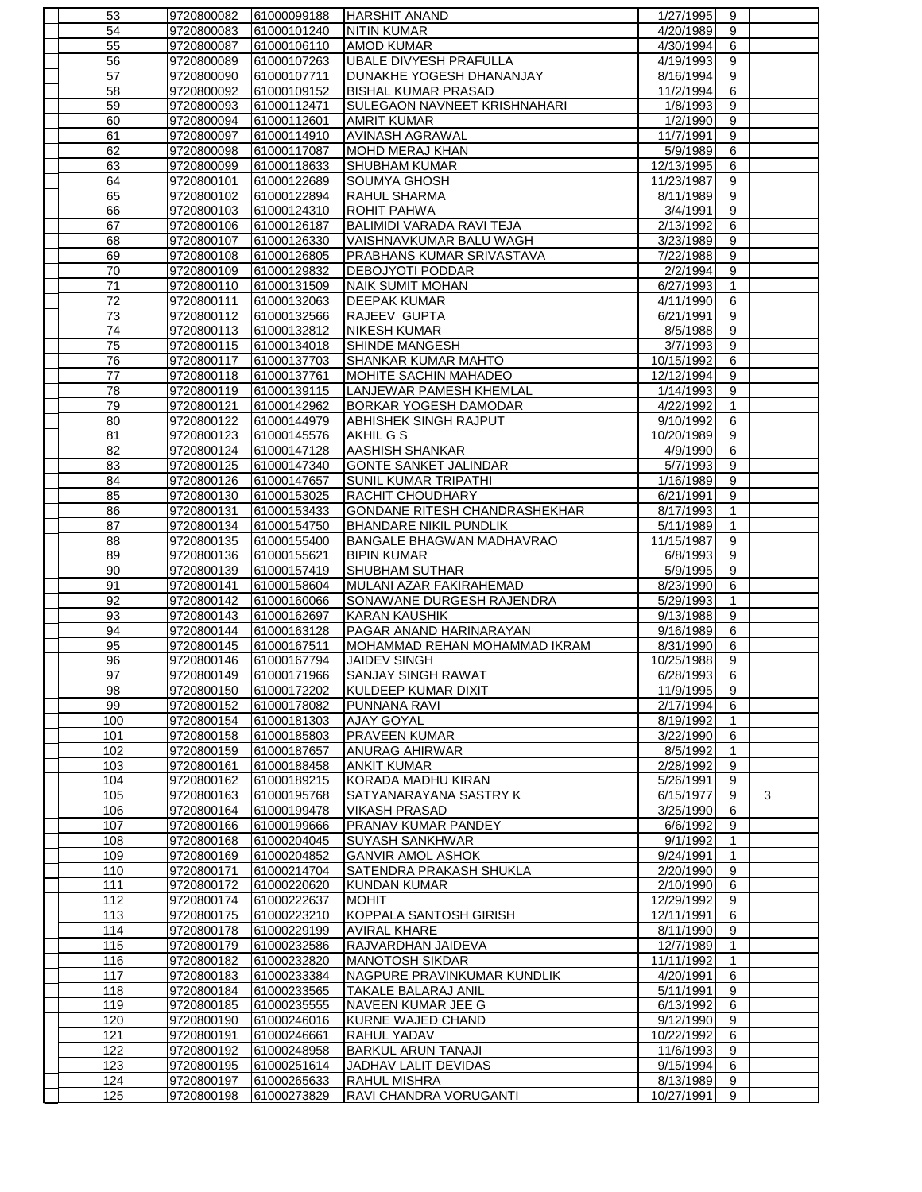| | | | | | | | |
|---|---|---|---|---|---|---|---|
| 53 | 9720800082 | 61000099188 | HARSHIT ANAND | 1/27/1995 | 9 | | |
| 54 | 9720800083 | 61000101240 | NITIN KUMAR | 4/20/1989 | 9 | | |
| 55 | 9720800087 | 61000106110 | AMOD KUMAR | 4/30/1994 | 6 | | |
| 56 | 9720800089 | 61000107263 | UBALE DIVYESH PRAFULLA | 4/19/1993 | 9 | | |
| 57 | 9720800090 | 61000107711 | DUNAKHE YOGESH DHANANJAY | 8/16/1994 | 9 | | |
| 58 | 9720800092 | 61000109152 | BISHAL KUMAR PRASAD | 11/2/1994 | 6 | | |
| 59 | 9720800093 | 61000112471 | SULEGAON NAVNEET KRISHNAHARI | 1/8/1993 | 9 | | |
| 60 | 9720800094 | 61000112601 | AMRIT KUMAR | 1/2/1990 | 9 | | |
| 61 | 9720800097 | 61000114910 | AVINASH AGRAWAL | 11/7/1991 | 9 | | |
| 62 | 9720800098 | 61000117087 | MOHD MERAJ KHAN | 5/9/1989 | 6 | | |
| 63 | 9720800099 | 61000118633 | SHUBHAM KUMAR | 12/13/1995 | 6 | | |
| 64 | 9720800101 | 61000122689 | SOUMYA GHOSH | 11/23/1987 | 9 | | |
| 65 | 9720800102 | 61000122894 | RAHUL SHARMA | 8/11/1989 | 9 | | |
| 66 | 9720800103 | 61000124310 | ROHIT PAHWA | 3/4/1991 | 9 | | |
| 67 | 9720800106 | 61000126187 | BALIMIDI VARADA RAVI TEJA | 2/13/1992 | 6 | | |
| 68 | 9720800107 | 61000126330 | VAISHNAVKUMAR BALU WAGH | 3/23/1989 | 9 | | |
| 69 | 9720800108 | 61000126805 | PRABHANS KUMAR SRIVASTAVA | 7/22/1988 | 9 | | |
| 70 | 9720800109 | 61000129832 | DEBOJYOTI PODDAR | 2/2/1994 | 9 | | |
| 71 | 9720800110 | 61000131509 | NAIK SUMIT MOHAN | 6/27/1993 | 1 | | |
| 72 | 9720800111 | 61000132063 | DEEPAK KUMAR | 4/11/1990 | 6 | | |
| 73 | 9720800112 | 61000132566 | RAJEEV GUPTA | 6/21/1991 | 9 | | |
| 74 | 9720800113 | 61000132812 | NIKESH KUMAR | 8/5/1988 | 9 | | |
| 75 | 9720800115 | 61000134018 | SHINDE MANGESH | 3/7/1993 | 9 | | |
| 76 | 9720800117 | 61000137703 | SHANKAR KUMAR MAHTO | 10/15/1992 | 6 | | |
| 77 | 9720800118 | 61000137761 | MOHITE SACHIN MAHADEO | 12/12/1994 | 9 | | |
| 78 | 9720800119 | 61000139115 | LANJEWAR PAMESH KHEMLAL | 1/14/1993 | 9 | | |
| 79 | 9720800121 | 61000142962 | BORKAR YOGESH DAMODAR | 4/22/1992 | 1 | | |
| 80 | 9720800122 | 61000144979 | ABHISHEK SINGH RAJPUT | 9/10/1992 | 6 | | |
| 81 | 9720800123 | 61000145576 | AKHIL G S | 10/20/1989 | 9 | | |
| 82 | 9720800124 | 61000147128 | AASHISH SHANKAR | 4/9/1990 | 6 | | |
| 83 | 9720800125 | 61000147340 | GONTE SANKET JALINDAR | 5/7/1993 | 9 | | |
| 84 | 9720800126 | 61000147657 | SUNIL KUMAR TRIPATHI | 1/16/1989 | 9 | | |
| 85 | 9720800130 | 61000153025 | RACHIT CHOUDHARY | 6/21/1991 | 9 | | |
| 86 | 9720800131 | 61000153433 | GONDANE RITESH CHANDRASHEKHAR | 8/17/1993 | 1 | | |
| 87 | 9720800134 | 61000154750 | BHANDARE NIKIL PUNDLIK | 5/11/1989 | 1 | | |
| 88 | 9720800135 | 61000155400 | BANGALE BHAGWAN MADHAVRAO | 11/15/1987 | 9 | | |
| 89 | 9720800136 | 61000155621 | BIPIN KUMAR | 6/8/1993 | 9 | | |
| 90 | 9720800139 | 61000157419 | SHUBHAM SUTHAR | 5/9/1995 | 9 | | |
| 91 | 9720800141 | 61000158604 | MULANI AZAR FAKIRAHEMAD | 8/23/1990 | 6 | | |
| 92 | 9720800142 | 61000160066 | SONAWANE DURGESH RAJENDRA | 5/29/1993 | 1 | | |
| 93 | 9720800143 | 61000162697 | KARAN KAUSHIK | 9/13/1988 | 9 | | |
| 94 | 9720800144 | 61000163128 | PAGAR ANAND HARINARAYAN | 9/16/1989 | 6 | | |
| 95 | 9720800145 | 61000167511 | MOHAMMAD REHAN MOHAMMAD IKRAM | 8/31/1990 | 6 | | |
| 96 | 9720800146 | 61000167794 | JAIDEV SINGH | 10/25/1988 | 9 | | |
| 97 | 9720800149 | 61000171966 | SANJAY SINGH RAWAT | 6/28/1993 | 6 | | |
| 98 | 9720800150 | 61000172202 | KULDEEP KUMAR DIXIT | 11/9/1995 | 9 | | |
| 99 | 9720800152 | 61000178082 | PUNNANA RAVI | 2/17/1994 | 6 | | |
| 100 | 9720800154 | 61000181303 | AJAY GOYAL | 8/19/1992 | 1 | | |
| 101 | 9720800158 | 61000185803 | PRAVEEN KUMAR | 3/22/1990 | 6 | | |
| 102 | 9720800159 | 61000187657 | ANURAG AHIRWAR | 8/5/1992 | 1 | | |
| 103 | 9720800161 | 61000188458 | ANKIT KUMAR | 2/28/1992 | 9 | | |
| 104 | 9720800162 | 61000189215 | KORADA MADHU KIRAN | 5/26/1991 | 9 | | |
| 105 | 9720800163 | 61000195768 | SATYANARAYANA SASTRY K | 6/15/1977 | 9 | 3 | |
| 106 | 9720800164 | 61000199478 | VIKASH PRASAD | 3/25/1990 | 6 | | |
| 107 | 9720800166 | 61000199666 | PRANAV KUMAR PANDEY | 6/6/1992 | 9 | | |
| 108 | 9720800168 | 61000204045 | SUYASH SANKHWAR | 9/1/1992 | 1 | | |
| 109 | 9720800169 | 61000204852 | GANVIR AMOL ASHOK | 9/24/1991 | 1 | | |
| 110 | 9720800171 | 61000214704 | SATENDRA PRAKASH SHUKLA | 2/20/1990 | 9 | | |
| 111 | 9720800172 | 61000220620 | KUNDAN KUMAR | 2/10/1990 | 6 | | |
| 112 | 9720800174 | 61000222637 | MOHIT | 12/29/1992 | 9 | | |
| 113 | 9720800175 | 61000223210 | KOPPALA SANTOSH GIRISH | 12/11/1991 | 6 | | |
| 114 | 9720800178 | 61000229199 | AVIRAL KHARE | 8/11/1990 | 9 | | |
| 115 | 9720800179 | 61000232586 | RAJVARDHAN JAIDEVA | 12/7/1989 | 1 | | |
| 116 | 9720800182 | 61000232820 | MANOTOSH SIKDAR | 11/11/1992 | 1 | | |
| 117 | 9720800183 | 61000233384 | NAGPURE PRAVINKUMAR KUNDLIK | 4/20/1991 | 6 | | |
| 118 | 9720800184 | 61000233565 | TAKALE BALARAJ ANIL | 5/11/1991 | 9 | | |
| 119 | 9720800185 | 61000235555 | NAVEEN KUMAR JEE G | 6/13/1992 | 6 | | |
| 120 | 9720800190 | 61000246016 | KURNE WAJED CHAND | 9/12/1990 | 9 | | |
| 121 | 9720800191 | 61000246661 | RAHUL YADAV | 10/22/1992 | 6 | | |
| 122 | 9720800192 | 61000248958 | BARKUL ARUN TANAJI | 11/6/1993 | 9 | | |
| 123 | 9720800195 | 61000251614 | JADHAV LALIT DEVIDAS | 9/15/1994 | 6 | | |
| 124 | 9720800197 | 61000265633 | RAHUL MISHRA | 8/13/1989 | 9 | | |
| 125 | 9720800198 | 61000273829 | RAVI CHANDRA VORUGANTI | 10/27/1991 | 9 | | |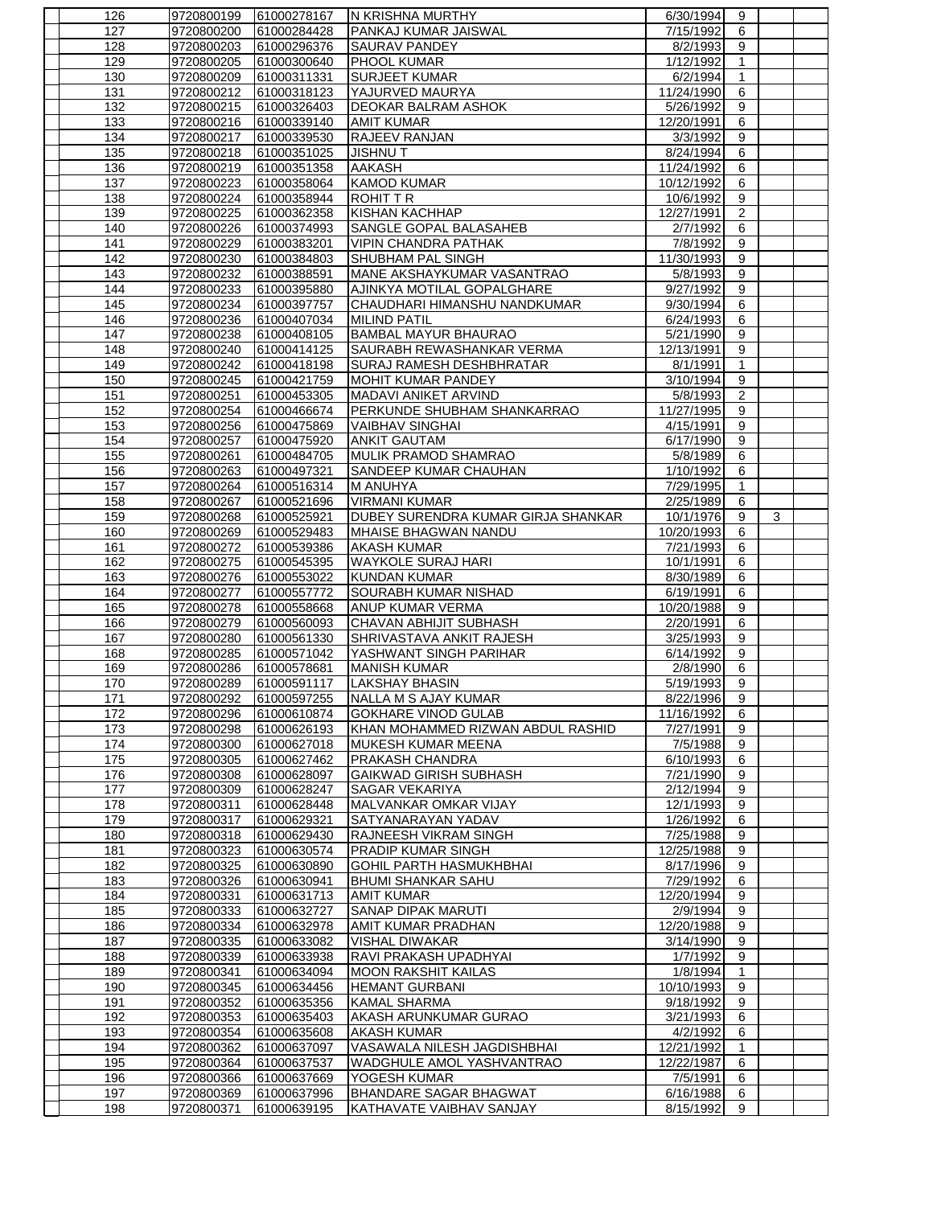| | | | | | | | |
|---|---|---|---|---|---|---|---|
| 126 | 9720800199 | 61000278167 | N KRISHNA MURTHY | 6/30/1994 | 9 | | |
| 127 | 9720800200 | 61000284428 | PANKAJ KUMAR JAISWAL | 7/15/1992 | 6 | | |
| 128 | 9720800203 | 61000296376 | SAURAV PANDEY | 8/2/1993 | 9 | | |
| 129 | 9720800205 | 61000300640 | PHOOL KUMAR | 1/12/1992 | 1 | | |
| 130 | 9720800209 | 61000311331 | SURJEET KUMAR | 6/2/1994 | 1 | | |
| 131 | 9720800212 | 61000318123 | YAJURVED MAURYA | 11/24/1990 | 6 | | |
| 132 | 9720800215 | 61000326403 | DEOKAR BALRAM ASHOK | 5/26/1992 | 9 | | |
| 133 | 9720800216 | 61000339140 | AMIT KUMAR | 12/20/1991 | 6 | | |
| 134 | 9720800217 | 61000339530 | RAJEEV RANJAN | 3/3/1992 | 9 | | |
| 135 | 9720800218 | 61000351025 | JISHNU T | 8/24/1994 | 6 | | |
| 136 | 9720800219 | 61000351358 | AAKASH | 11/24/1992 | 6 | | |
| 137 | 9720800223 | 61000358064 | KAMOD KUMAR | 10/12/1992 | 6 | | |
| 138 | 9720800224 | 61000358944 | ROHIT T R | 10/6/1992 | 9 | | |
| 139 | 9720800225 | 61000362358 | KISHAN KACHHAP | 12/27/1991 | 2 | | |
| 140 | 9720800226 | 61000374993 | SANGLE GOPAL BALASAHEB | 2/7/1992 | 6 | | |
| 141 | 9720800229 | 61000383201 | VIPIN CHANDRA PATHAK | 7/8/1992 | 9 | | |
| 142 | 9720800230 | 61000384803 | SHUBHAM PAL SINGH | 11/30/1993 | 9 | | |
| 143 | 9720800232 | 61000388591 | MANE AKSHAYKUMAR VASANTRAO | 5/8/1993 | 9 | | |
| 144 | 9720800233 | 61000395880 | AJINKYA MOTILAL GOPALGHARE | 9/27/1992 | 9 | | |
| 145 | 9720800234 | 61000397757 | CHAUDHARI HIMANSHU NANDKUMAR | 9/30/1994 | 6 | | |
| 146 | 9720800236 | 61000407034 | MILIND PATIL | 6/24/1993 | 6 | | |
| 147 | 9720800238 | 61000408105 | BAMBAL MAYUR BHAURAO | 5/21/1990 | 9 | | |
| 148 | 9720800240 | 61000414125 | SAURABH REWASHANKAR VERMA | 12/13/1991 | 9 | | |
| 149 | 9720800242 | 61000418198 | SURAJ RAMESH DESHBHRATAR | 8/1/1991 | 1 | | |
| 150 | 9720800245 | 61000421759 | MOHIT KUMAR PANDEY | 3/10/1994 | 9 | | |
| 151 | 9720800251 | 61000453305 | MADAVI ANIKET ARVIND | 5/8/1993 | 2 | | |
| 152 | 9720800254 | 61000466674 | PERKUNDE SHUBHAM SHANKARRAO | 11/27/1995 | 9 | | |
| 153 | 9720800256 | 61000475869 | VAIBHAV SINGHAI | 4/15/1991 | 9 | | |
| 154 | 9720800257 | 61000475920 | ANKIT GAUTAM | 6/17/1990 | 9 | | |
| 155 | 9720800261 | 61000484705 | MULIK PRAMOD SHAMRAO | 5/8/1989 | 6 | | |
| 156 | 9720800263 | 61000497321 | SANDEEP KUMAR CHAUHAN | 1/10/1992 | 6 | | |
| 157 | 9720800264 | 61000516314 | M ANUHYA | 7/29/1995 | 1 | | |
| 158 | 9720800267 | 61000521696 | VIRMANI KUMAR | 2/25/1989 | 6 | | |
| 159 | 9720800268 | 61000525921 | DUBEY SURENDRA KUMAR GIRJA SHANKAR | 10/1/1976 | 9 | 3 | |
| 160 | 9720800269 | 61000529483 | MHAISE BHAGWAN NANDU | 10/20/1993 | 6 | | |
| 161 | 9720800272 | 61000539386 | AKASH KUMAR | 7/21/1993 | 6 | | |
| 162 | 9720800275 | 61000545395 | WAYKOLE SURAJ HARI | 10/1/1991 | 6 | | |
| 163 | 9720800276 | 61000553022 | KUNDAN KUMAR | 8/30/1989 | 6 | | |
| 164 | 9720800277 | 61000557772 | SOURABH KUMAR NISHAD | 6/19/1991 | 6 | | |
| 165 | 9720800278 | 61000558668 | ANUP KUMAR VERMA | 10/20/1988 | 9 | | |
| 166 | 9720800279 | 61000560093 | CHAVAN ABHIJIT SUBHASH | 2/20/1991 | 6 | | |
| 167 | 9720800280 | 61000561330 | SHRIVASTAVA ANKIT RAJESH | 3/25/1993 | 9 | | |
| 168 | 9720800285 | 61000571042 | YASHWANT SINGH PARIHAR | 6/14/1992 | 9 | | |
| 169 | 9720800286 | 61000578681 | MANISH KUMAR | 2/8/1990 | 6 | | |
| 170 | 9720800289 | 61000591117 | LAKSHAY BHASIN | 5/19/1993 | 9 | | |
| 171 | 9720800292 | 61000597255 | NALLA M S AJAY KUMAR | 8/22/1996 | 9 | | |
| 172 | 9720800296 | 61000610874 | GOKHARE VINOD GULAB | 11/16/1992 | 6 | | |
| 173 | 9720800298 | 61000626193 | KHAN MOHAMMED RIZWAN ABDUL RASHID | 7/27/1991 | 9 | | |
| 174 | 9720800300 | 61000627018 | MUKESH KUMAR MEENA | 7/5/1988 | 9 | | |
| 175 | 9720800305 | 61000627462 | PRAKASH CHANDRA | 6/10/1993 | 6 | | |
| 176 | 9720800308 | 61000628097 | GAIKWAD GIRISH SUBHASH | 7/21/1990 | 9 | | |
| 177 | 9720800309 | 61000628247 | SAGAR VEKARIYA | 2/12/1994 | 9 | | |
| 178 | 9720800311 | 61000628448 | MALVANKAR OMKAR VIJAY | 12/1/1993 | 9 | | |
| 179 | 9720800317 | 61000629321 | SATYANARAYAN YADAV | 1/26/1992 | 6 | | |
| 180 | 9720800318 | 61000629430 | RAJNEESH VIKRAM SINGH | 7/25/1988 | 9 | | |
| 181 | 9720800323 | 61000630574 | PRADIP KUMAR SINGH | 12/25/1988 | 9 | | |
| 182 | 9720800325 | 61000630890 | GOHIL PARTH HASMUKHBHAI | 8/17/1996 | 9 | | |
| 183 | 9720800326 | 61000630941 | BHUMI SHANKAR SAHU | 7/29/1992 | 6 | | |
| 184 | 9720800331 | 61000631713 | AMIT KUMAR | 12/20/1994 | 9 | | |
| 185 | 9720800333 | 61000632727 | SANAP DIPAK MARUTI | 2/9/1994 | 9 | | |
| 186 | 9720800334 | 61000632978 | AMIT KUMAR PRADHAN | 12/20/1988 | 9 | | |
| 187 | 9720800335 | 61000633082 | VISHAL DIWAKAR | 3/14/1990 | 9 | | |
| 188 | 9720800339 | 61000633938 | RAVI PRAKASH UPADHYAI | 1/7/1992 | 9 | | |
| 189 | 9720800341 | 61000634094 | MOON RAKSHIT KAILAS | 1/8/1994 | 1 | | |
| 190 | 9720800345 | 61000634456 | HEMANT GURBANI | 10/10/1993 | 9 | | |
| 191 | 9720800352 | 61000635356 | KAMAL SHARMA | 9/18/1992 | 9 | | |
| 192 | 9720800353 | 61000635403 | AKASH ARUNKUMAR GURAO | 3/21/1993 | 6 | | |
| 193 | 9720800354 | 61000635608 | AKASH KUMAR | 4/2/1992 | 6 | | |
| 194 | 9720800362 | 61000637097 | VASAWALA NILESH JAGDISHBHAI | 12/21/1992 | 1 | | |
| 195 | 9720800364 | 61000637537 | WADGHULE AMOL YASHVANTRAO | 12/22/1987 | 6 | | |
| 196 | 9720800366 | 61000637669 | YOGESH KUMAR | 7/5/1991 | 6 | | |
| 197 | 9720800369 | 61000637996 | BHANDARE SAGAR BHAGWAT | 6/16/1988 | 6 | | |
| 198 | 9720800371 | 61000639195 | KATHAVATE VAIBHAV SANJAY | 8/15/1992 | 9 | | |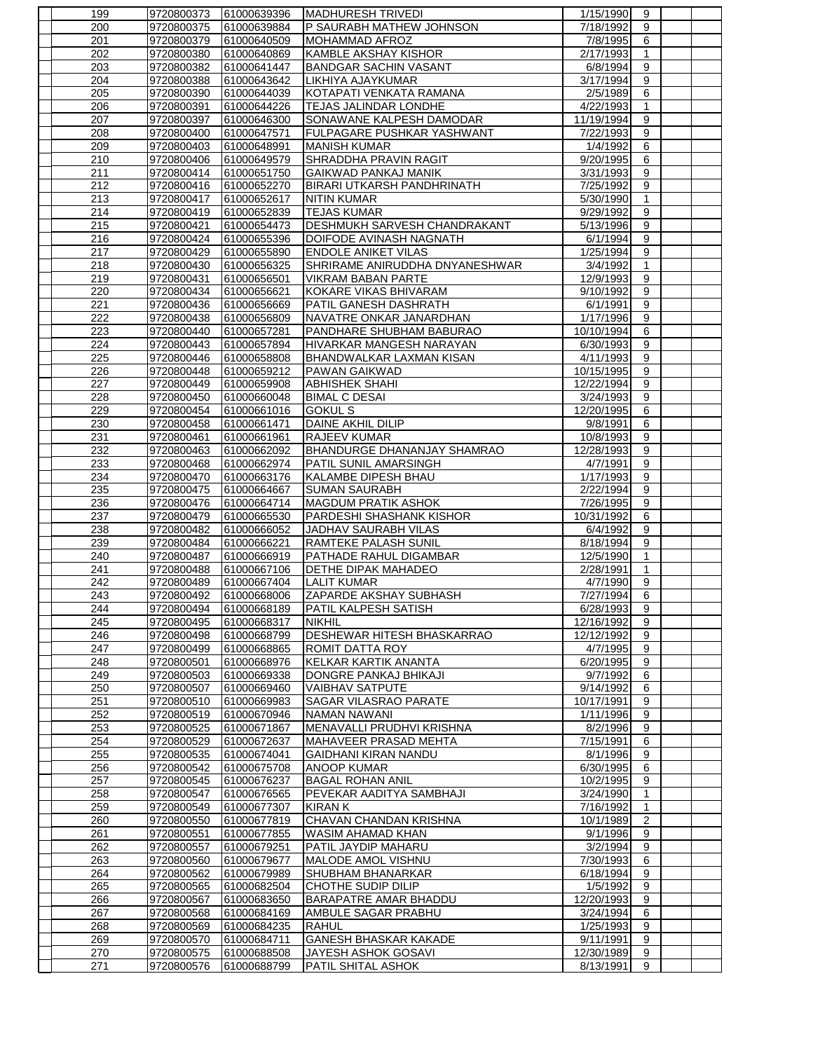| | | | | | | | |
|---|---|---|---|---|---|---|---|
| 199 | 9720800373 | 61000639396 | MADHURESH TRIVEDI | 1/15/1990 | 9 | | |
| 200 | 9720800375 | 61000639884 | P SAURABH MATHEW JOHNSON | 7/18/1992 | 9 | | |
| 201 | 9720800379 | 61000640509 | MOHAMMAD AFROZ | 7/8/1995 | 6 | | |
| 202 | 9720800380 | 61000640869 | KAMBLE AKSHAY KISHOR | 2/17/1993 | 1 | | |
| 203 | 9720800382 | 61000641447 | BANDGAR SACHIN VASANT | 6/8/1994 | 9 | | |
| 204 | 9720800388 | 61000643642 | LIKHIYA AJAYKUMAR | 3/17/1994 | 9 | | |
| 205 | 9720800390 | 61000644039 | KOTAPATI VENKATA RAMANA | 2/5/1989 | 6 | | |
| 206 | 9720800391 | 61000644226 | TEJAS JALINDAR LONDHE | 4/22/1993 | 1 | | |
| 207 | 9720800397 | 61000646300 | SONAWANE KALPESH DAMODAR | 11/19/1994 | 9 | | |
| 208 | 9720800400 | 61000647571 | FULPAGARE PUSHKAR YASHWANT | 7/22/1993 | 9 | | |
| 209 | 9720800403 | 61000648991 | MANISH KUMAR | 1/4/1992 | 6 | | |
| 210 | 9720800406 | 61000649579 | SHRADDHA PRAVIN RAGIT | 9/20/1995 | 6 | | |
| 211 | 9720800414 | 61000651750 | GAIKWAD PANKAJ MANIK | 3/31/1993 | 9 | | |
| 212 | 9720800416 | 61000652270 | BIRARI UTKARSH PANDHRINATH | 7/25/1992 | 9 | | |
| 213 | 9720800417 | 61000652617 | NITIN KUMAR | 5/30/1990 | 1 | | |
| 214 | 9720800419 | 61000652839 | TEJAS KUMAR | 9/29/1992 | 9 | | |
| 215 | 9720800421 | 61000654473 | DESHMUKH SARVESH CHANDRAKANT | 5/13/1996 | 9 | | |
| 216 | 9720800424 | 61000655396 | DOIFODE AVINASH NAGNATH | 6/1/1994 | 9 | | |
| 217 | 9720800429 | 61000655890 | ENDOLE ANIKET VILAS | 1/25/1994 | 9 | | |
| 218 | 9720800430 | 61000656325 | SHRIRAME ANIRUDDHA DNYANESHWAR | 3/4/1992 | 1 | | |
| 219 | 9720800431 | 61000656501 | VIKRAM BABAN PARTE | 12/9/1993 | 9 | | |
| 220 | 9720800434 | 61000656621 | KOKARE VIKAS BHIVARAM | 9/10/1992 | 9 | | |
| 221 | 9720800436 | 61000656669 | PATIL GANESH DASHRATH | 6/1/1991 | 9 | | |
| 222 | 9720800438 | 61000656809 | NAVATRE ONKAR JANARDHAN | 1/17/1996 | 9 | | |
| 223 | 9720800440 | 61000657281 | PANDHARE SHUBHAM BABURAO | 10/10/1994 | 6 | | |
| 224 | 9720800443 | 61000657894 | HIVARKAR MANGESH NARAYAN | 6/30/1993 | 9 | | |
| 225 | 9720800446 | 61000658808 | BHANDWALKAR LAXMAN KISAN | 4/11/1993 | 9 | | |
| 226 | 9720800448 | 61000659212 | PAWAN GAIKWAD | 10/15/1995 | 9 | | |
| 227 | 9720800449 | 61000659908 | ABHISHEK SHAHI | 12/22/1994 | 9 | | |
| 228 | 9720800450 | 61000660048 | BIMAL C DESAI | 3/24/1993 | 9 | | |
| 229 | 9720800454 | 61000661016 | GOKUL S | 12/20/1995 | 6 | | |
| 230 | 9720800458 | 61000661471 | DAINE AKHIL DILIP | 9/8/1991 | 6 | | |
| 231 | 9720800461 | 61000661961 | RAJEEV KUMAR | 10/8/1993 | 9 | | |
| 232 | 9720800463 | 61000662092 | BHANDURGE DHANANJAY SHAMRAO | 12/28/1993 | 9 | | |
| 233 | 9720800468 | 61000662974 | PATIL SUNIL AMARSINGH | 4/7/1991 | 9 | | |
| 234 | 9720800470 | 61000663176 | KALAMBE DIPESH BHAU | 1/17/1993 | 9 | | |
| 235 | 9720800475 | 61000664667 | SUMAN SAURABH | 2/22/1994 | 9 | | |
| 236 | 9720800476 | 61000664714 | MAGDUM PRATIK ASHOK | 7/26/1995 | 9 | | |
| 237 | 9720800479 | 61000665530 | PARDESHI SHASHANK KISHOR | 10/31/1992 | 6 | | |
| 238 | 9720800482 | 61000666052 | JADHAV SAURABH VILAS | 6/4/1992 | 9 | | |
| 239 | 9720800484 | 61000666221 | RAMTEKE PALASH SUNIL | 8/18/1994 | 9 | | |
| 240 | 9720800487 | 61000666919 | PATHADE RAHUL DIGAMBAR | 12/5/1990 | 1 | | |
| 241 | 9720800488 | 61000667106 | DETHE DIPAK MAHADEO | 2/28/1991 | 1 | | |
| 242 | 9720800489 | 61000667404 | LALIT KUMAR | 4/7/1990 | 9 | | |
| 243 | 9720800492 | 61000668006 | ZAPARDE AKSHAY SUBHASH | 7/27/1994 | 6 | | |
| 244 | 9720800494 | 61000668189 | PATIL KALPESH SATISH | 6/28/1993 | 9 | | |
| 245 | 9720800495 | 61000668317 | NIKHIL | 12/16/1992 | 9 | | |
| 246 | 9720800498 | 61000668799 | DESHEWAR HITESH BHASKARRAO | 12/12/1992 | 9 | | |
| 247 | 9720800499 | 61000668865 | ROMIT DATTA ROY | 4/7/1995 | 9 | | |
| 248 | 9720800501 | 61000668976 | KELKAR KARTIK ANANTA | 6/20/1995 | 9 | | |
| 249 | 9720800503 | 61000669338 | DONGRE PANKAJ BHIKAJI | 9/7/1992 | 6 | | |
| 250 | 9720800507 | 61000669460 | VAIBHAV SATPUTE | 9/14/1992 | 6 | | |
| 251 | 9720800510 | 61000669983 | SAGAR VILASRAO PARATE | 10/17/1991 | 9 | | |
| 252 | 9720800519 | 61000670946 | NAMAN NAWANI | 1/11/1996 | 9 | | |
| 253 | 9720800525 | 61000671867 | MENAVALLI PRUDHVI KRISHNA | 8/2/1996 | 9 | | |
| 254 | 9720800529 | 61000672637 | MAHAVEER PRASAD MEHTA | 7/15/1991 | 6 | | |
| 255 | 9720800535 | 61000674041 | GAIDHANI KIRAN NANDU | 8/1/1996 | 9 | | |
| 256 | 9720800542 | 61000675708 | ANOOP KUMAR | 6/30/1995 | 6 | | |
| 257 | 9720800545 | 61000676237 | BAGAL ROHAN ANIL | 10/2/1995 | 9 | | |
| 258 | 9720800547 | 61000676565 | PEVEKAR AADITYA SAMBHAJI | 3/24/1990 | 1 | | |
| 259 | 9720800549 | 61000677307 | KIRAN K | 7/16/1992 | 1 | | |
| 260 | 9720800550 | 61000677819 | CHAVAN CHANDAN KRISHNA | 10/1/1989 | 2 | | |
| 261 | 9720800551 | 61000677855 | WASIM AHAMAD KHAN | 9/1/1996 | 9 | | |
| 262 | 9720800557 | 61000679251 | PATIL JAYDIP MAHARU | 3/2/1994 | 9 | | |
| 263 | 9720800560 | 61000679677 | MALODE AMOL VISHNU | 7/30/1993 | 6 | | |
| 264 | 9720800562 | 61000679989 | SHUBHAM BHANARKAR | 6/18/1994 | 9 | | |
| 265 | 9720800565 | 61000682504 | CHOTHE SUDIP DILIP | 1/5/1992 | 9 | | |
| 266 | 9720800567 | 61000683650 | BARAPATRE AMAR BHADDU | 12/20/1993 | 9 | | |
| 267 | 9720800568 | 61000684169 | AMBULE SAGAR PRABHU | 3/24/1994 | 6 | | |
| 268 | 9720800569 | 61000684235 | RAHUL | 1/25/1993 | 9 | | |
| 269 | 9720800570 | 61000684711 | GANESH BHASKAR KAKADE | 9/11/1991 | 9 | | |
| 270 | 9720800575 | 61000688508 | JAYESH ASHOK GOSAVI | 12/30/1989 | 9 | | |
| 271 | 9720800576 | 61000688799 | PATIL SHITAL ASHOK | 8/13/1991 | 9 | | |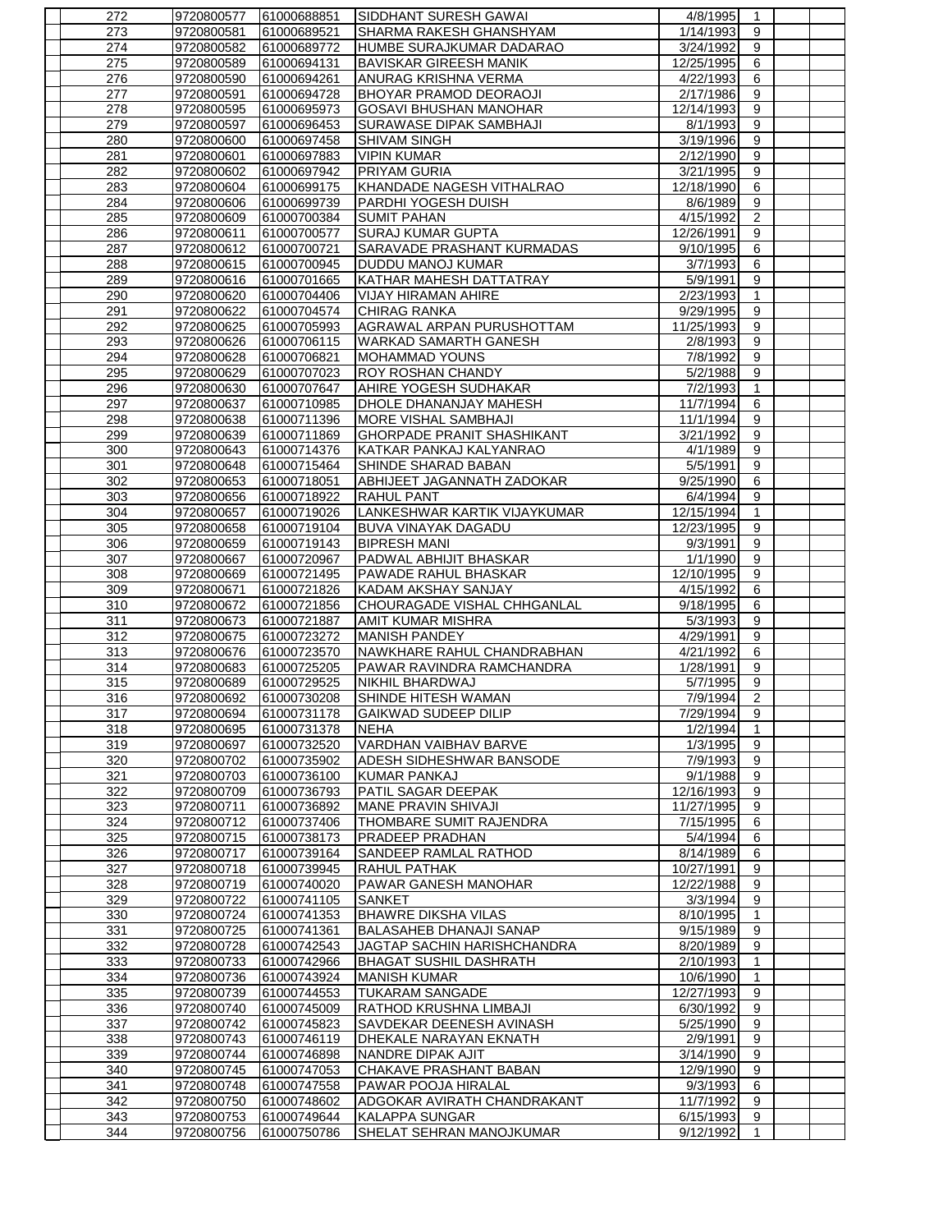| | | | | | | | |
|---|---|---|---|---|---|---|---|
| 272 | 9720800577 | 61000688851 | SIDDHANT SURESH GAWAI | 4/8/1995 | 1 | | |
| 273 | 9720800581 | 61000689521 | SHARMA RAKESH GHANSHYAM | 1/14/1993 | 9 | | |
| 274 | 9720800582 | 61000689772 | HUMBE SURAJKUMAR DADARAO | 3/24/1992 | 9 | | |
| 275 | 9720800589 | 61000694131 | BAVISKAR GIREESH MANIK | 12/25/1995 | 6 | | |
| 276 | 9720800590 | 61000694261 | ANURAG KRISHNA VERMA | 4/22/1993 | 6 | | |
| 277 | 9720800591 | 61000694728 | BHOYAR PRAMOD DEORAOJI | 2/17/1986 | 9 | | |
| 278 | 9720800595 | 61000695973 | GOSAVI BHUSHAN MANOHAR | 12/14/1993 | 9 | | |
| 279 | 9720800597 | 61000696453 | SURAWASE DIPAK SAMBHAJI | 8/1/1993 | 9 | | |
| 280 | 9720800600 | 61000697458 | SHIVAM SINGH | 3/19/1996 | 9 | | |
| 281 | 9720800601 | 61000697883 | VIPIN KUMAR | 2/12/1990 | 9 | | |
| 282 | 9720800602 | 61000697942 | PRIYAM GURIA | 3/21/1995 | 9 | | |
| 283 | 9720800604 | 61000699175 | KHANDADE NAGESH VITHALRAO | 12/18/1990 | 6 | | |
| 284 | 9720800606 | 61000699739 | PARDHI YOGESH DUISH | 8/6/1989 | 9 | | |
| 285 | 9720800609 | 61000700384 | SUMIT PAHAN | 4/15/1992 | 2 | | |
| 286 | 9720800611 | 61000700577 | SURAJ KUMAR GUPTA | 12/26/1991 | 9 | | |
| 287 | 9720800612 | 61000700721 | SARAVADE PRASHANT KURMADAS | 9/10/1995 | 6 | | |
| 288 | 9720800615 | 61000700945 | DUDDU MANOJ KUMAR | 3/7/1993 | 6 | | |
| 289 | 9720800616 | 61000701665 | KATHAR MAHESH DATTATRAY | 5/9/1991 | 9 | | |
| 290 | 9720800620 | 61000704406 | VIJAY HIRAMAN AHIRE | 2/23/1993 | 1 | | |
| 291 | 9720800622 | 61000704574 | CHIRAG RANKA | 9/29/1995 | 9 | | |
| 292 | 9720800625 | 61000705993 | AGRAWAL ARPAN PURUSHOTTAM | 11/25/1993 | 9 | | |
| 293 | 9720800626 | 61000706115 | WARKAD SAMARTH GANESH | 2/8/1993 | 9 | | |
| 294 | 9720800628 | 61000706821 | MOHAMMAD YOUNS | 7/8/1992 | 9 | | |
| 295 | 9720800629 | 61000707023 | ROY ROSHAN CHANDY | 5/2/1988 | 9 | | |
| 296 | 9720800630 | 61000707647 | AHIRE YOGESH SUDHAKAR | 7/2/1993 | 1 | | |
| 297 | 9720800637 | 61000710985 | DHOLE DHANANJAY MAHESH | 11/7/1994 | 6 | | |
| 298 | 9720800638 | 61000711396 | MORE VISHAL SAMBHAJI | 11/1/1994 | 9 | | |
| 299 | 9720800639 | 61000711869 | GHORPADE PRANIT SHASHIKANT | 3/21/1992 | 9 | | |
| 300 | 9720800643 | 61000714376 | KATKAR PANKAJ KALYANRAO | 4/1/1989 | 9 | | |
| 301 | 9720800648 | 61000715464 | SHINDE SHARAD BABAN | 5/5/1991 | 9 | | |
| 302 | 9720800653 | 61000718051 | ABHIJEET JAGANNATH ZADOKAR | 9/25/1990 | 6 | | |
| 303 | 9720800656 | 61000718922 | RAHUL PANT | 6/4/1994 | 9 | | |
| 304 | 9720800657 | 61000719026 | LANKESHWAR KARTIK VIJAYKUMAR | 12/15/1994 | 1 | | |
| 305 | 9720800658 | 61000719104 | BUVA VINAYAK DAGADU | 12/23/1995 | 9 | | |
| 306 | 9720800659 | 61000719143 | BIPRESH MANI | 9/3/1991 | 9 | | |
| 307 | 9720800667 | 61000720967 | PADWAL ABHIJIT BHASKAR | 1/1/1990 | 9 | | |
| 308 | 9720800669 | 61000721495 | PAWADE RAHUL BHASKAR | 12/10/1995 | 9 | | |
| 309 | 9720800671 | 61000721826 | KADAM AKSHAY SANJAY | 4/15/1992 | 6 | | |
| 310 | 9720800672 | 61000721856 | CHOURAGADE VISHAL CHHGANLAL | 9/18/1995 | 6 | | |
| 311 | 9720800673 | 61000721887 | AMIT KUMAR MISHRA | 5/3/1993 | 9 | | |
| 312 | 9720800675 | 61000723272 | MANISH PANDEY | 4/29/1991 | 9 | | |
| 313 | 9720800676 | 61000723570 | NAWKHARE RAHUL CHANDRABHAN | 4/21/1992 | 6 | | |
| 314 | 9720800683 | 61000725205 | PAWAR RAVINDRA RAMCHANDRA | 1/28/1991 | 9 | | |
| 315 | 9720800689 | 61000729525 | NIKHIL BHARDWAJ | 5/7/1995 | 9 | | |
| 316 | 9720800692 | 61000730208 | SHINDE HITESH WAMAN | 7/9/1994 | 2 | | |
| 317 | 9720800694 | 61000731178 | GAIKWAD SUDEEP DILIP | 7/29/1994 | 9 | | |
| 318 | 9720800695 | 61000731378 | NEHA | 1/2/1994 | 1 | | |
| 319 | 9720800697 | 61000732520 | VARDHAN VAIBHAV BARVE | 1/3/1995 | 9 | | |
| 320 | 9720800702 | 61000735902 | ADESH SIDHESHWAR BANSODE | 7/9/1993 | 9 | | |
| 321 | 9720800703 | 61000736100 | KUMAR PANKAJ | 9/1/1988 | 9 | | |
| 322 | 9720800709 | 61000736793 | PATIL SAGAR DEEPAK | 12/16/1993 | 9 | | |
| 323 | 9720800711 | 61000736892 | MANE PRAVIN SHIVAJI | 11/27/1995 | 9 | | |
| 324 | 9720800712 | 61000737406 | THOMBARE SUMIT RAJENDRA | 7/15/1995 | 6 | | |
| 325 | 9720800715 | 61000738173 | PRADEEP PRADHAN | 5/4/1994 | 6 | | |
| 326 | 9720800717 | 61000739164 | SANDEEP RAMLAL RATHOD | 8/14/1989 | 6 | | |
| 327 | 9720800718 | 61000739945 | RAHUL PATHAK | 10/27/1991 | 9 | | |
| 328 | 9720800719 | 61000740020 | PAWAR GANESH MANOHAR | 12/22/1988 | 9 | | |
| 329 | 9720800722 | 61000741105 | SANKET | 3/3/1994 | 9 | | |
| 330 | 9720800724 | 61000741353 | BHAWRE DIKSHA VILAS | 8/10/1995 | 1 | | |
| 331 | 9720800725 | 61000741361 | BALASAHEB DHANAJI SANAP | 9/15/1989 | 9 | | |
| 332 | 9720800728 | 61000742543 | JAGTAP SACHIN HARISHCHANDRA | 8/20/1989 | 9 | | |
| 333 | 9720800733 | 61000742966 | BHAGAT SUSHIL DASHRATH | 2/10/1993 | 1 | | |
| 334 | 9720800736 | 61000743924 | MANISH KUMAR | 10/6/1990 | 1 | | |
| 335 | 9720800739 | 61000744553 | TUKARAM SANGADE | 12/27/1993 | 9 | | |
| 336 | 9720800740 | 61000745009 | RATHOD KRUSHNA LIMBAJI | 6/30/1992 | 9 | | |
| 337 | 9720800742 | 61000745823 | SAVDEKAR DEENESH AVINASH | 5/25/1990 | 9 | | |
| 338 | 9720800743 | 61000746119 | DHEKALE NARAYAN EKNATH | 2/9/1991 | 9 | | |
| 339 | 9720800744 | 61000746898 | NANDRE DIPAK AJIT | 3/14/1990 | 9 | | |
| 340 | 9720800745 | 61000747053 | CHAKAVE PRASHANT BABAN | 12/9/1990 | 9 | | |
| 341 | 9720800748 | 61000747558 | PAWAR POOJA HIRALAL | 9/3/1993 | 6 | | |
| 342 | 9720800750 | 61000748602 | ADGOKAR AVIRATH CHANDRAKANT | 11/7/1992 | 9 | | |
| 343 | 9720800753 | 61000749644 | KALAPPA SUNGAR | 6/15/1993 | 9 | | |
| 344 | 9720800756 | 61000750786 | SHELAT SEHRAN MANOJKUMAR | 9/12/1992 | 1 | | |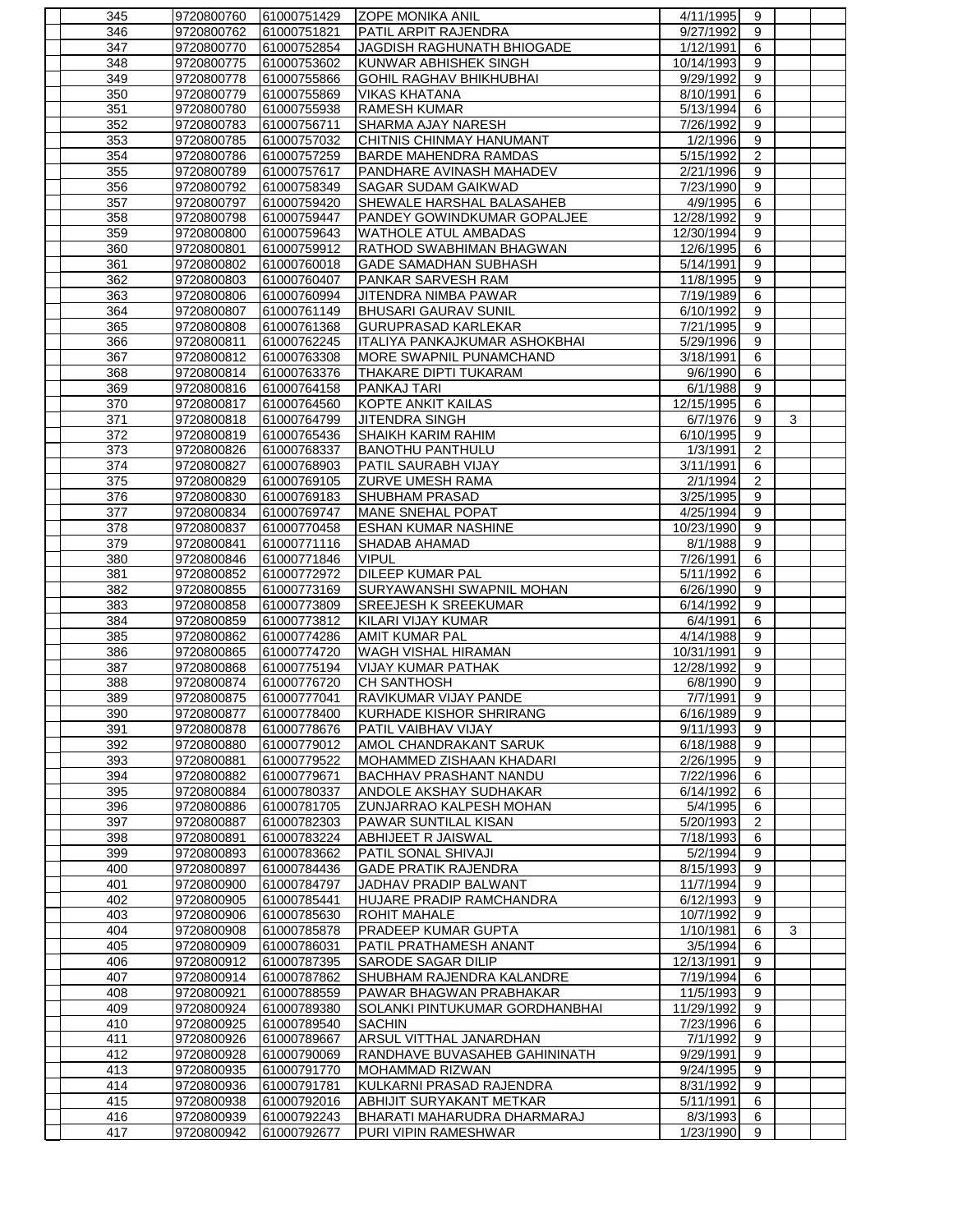| | | | | | | | |
|---|---|---|---|---|---|---|---|
| 345 | 9720800760 | 61000751429 | ZOPE MONIKA ANIL | 4/11/1995 | 9 | | |
| 346 | 9720800762 | 61000751821 | PATIL ARPIT RAJENDRA | 9/27/1992 | 9 | | |
| 347 | 9720800770 | 61000752854 | JAGDISH RAGHUNATH BHIOGADE | 1/12/1991 | 6 | | |
| 348 | 9720800775 | 61000753602 | KUNWAR ABHISHEK SINGH | 10/14/1993 | 9 | | |
| 349 | 9720800778 | 61000755866 | GOHIL RAGHAV BHIKHUBHAI | 9/29/1992 | 9 | | |
| 350 | 9720800779 | 61000755869 | VIKAS KHATANA | 8/10/1991 | 6 | | |
| 351 | 9720800780 | 61000755938 | RAMESH KUMAR | 5/13/1994 | 6 | | |
| 352 | 9720800783 | 61000756711 | SHARMA AJAY NARESH | 7/26/1992 | 9 | | |
| 353 | 9720800785 | 61000757032 | CHITNIS CHINMAY HANUMANT | 1/2/1996 | 9 | | |
| 354 | 9720800786 | 61000757259 | BARDE MAHENDRA RAMDAS | 5/15/1992 | 2 | | |
| 355 | 9720800789 | 61000757617 | PANDHARE AVINASH MAHADEV | 2/21/1996 | 9 | | |
| 356 | 9720800792 | 61000758349 | SAGAR SUDAM GAIKWAD | 7/23/1990 | 9 | | |
| 357 | 9720800797 | 61000759420 | SHEWALE HARSHAL BALASAHEB | 4/9/1995 | 6 | | |
| 358 | 9720800798 | 61000759447 | PANDEY GOWINDKUMAR GOPALJEE | 12/28/1992 | 9 | | |
| 359 | 9720800800 | 61000759643 | WATHOLE ATUL AMBADAS | 12/30/1994 | 9 | | |
| 360 | 9720800801 | 61000759912 | RATHOD SWABHIMAN BHAGWAN | 12/6/1995 | 6 | | |
| 361 | 9720800802 | 61000760018 | GADE SAMADHAN SUBHASH | 5/14/1991 | 9 | | |
| 362 | 9720800803 | 61000760407 | PANKAR SARVESH RAM | 11/8/1995 | 9 | | |
| 363 | 9720800806 | 61000760994 | JITENDRA NIMBA PAWAR | 7/19/1989 | 6 | | |
| 364 | 9720800807 | 61000761149 | BHUSARI GAURAV SUNIL | 6/10/1992 | 9 | | |
| 365 | 9720800808 | 61000761368 | GURUPRASAD KARLEKAR | 7/21/1995 | 9 | | |
| 366 | 9720800811 | 61000762245 | ITALIYA PANKAJKUMAR ASHOKBHAI | 5/29/1996 | 9 | | |
| 367 | 9720800812 | 61000763308 | MORE SWAPNIL PUNAMCHAND | 3/18/1991 | 6 | | |
| 368 | 9720800814 | 61000763376 | THAKARE DIPTI TUKARAM | 9/6/1990 | 6 | | |
| 369 | 9720800816 | 61000764158 | PANKAJ TARI | 6/1/1988 | 9 | | |
| 370 | 9720800817 | 61000764560 | KOPTE ANKIT KAILAS | 12/15/1995 | 6 | | |
| 371 | 9720800818 | 61000764799 | JITENDRA SINGH | 6/7/1976 | 9 | 3 | |
| 372 | 9720800819 | 61000765436 | SHAIKH KARIM RAHIM | 6/10/1995 | 9 | | |
| 373 | 9720800826 | 61000768337 | BANOTHU PANTHULU | 1/3/1991 | 2 | | |
| 374 | 9720800827 | 61000768903 | PATIL SAURABH VIJAY | 3/11/1991 | 6 | | |
| 375 | 9720800829 | 61000769105 | ZURVE UMESH RAMA | 2/1/1994 | 2 | | |
| 376 | 9720800830 | 61000769183 | SHUBHAM PRASAD | 3/25/1995 | 9 | | |
| 377 | 9720800834 | 61000769747 | MANE SNEHAL POPAT | 4/25/1994 | 9 | | |
| 378 | 9720800837 | 61000770458 | ESHAN KUMAR NASHINE | 10/23/1990 | 9 | | |
| 379 | 9720800841 | 61000771116 | SHADAB AHAMAD | 8/1/1988 | 9 | | |
| 380 | 9720800846 | 61000771846 | VIPUL | 7/26/1991 | 6 | | |
| 381 | 9720800852 | 61000772972 | DILEEP KUMAR PAL | 5/11/1992 | 6 | | |
| 382 | 9720800855 | 61000773169 | SURYAWANSHI SWAPNIL MOHAN | 6/26/1990 | 9 | | |
| 383 | 9720800858 | 61000773809 | SREEJESH K SREEKUMAR | 6/14/1992 | 9 | | |
| 384 | 9720800859 | 61000773812 | KILARI VIJAY KUMAR | 6/4/1991 | 6 | | |
| 385 | 9720800862 | 61000774286 | AMIT KUMAR PAL | 4/14/1988 | 9 | | |
| 386 | 9720800865 | 61000774720 | WAGH VISHAL HIRAMAN | 10/31/1991 | 9 | | |
| 387 | 9720800868 | 61000775194 | VIJAY KUMAR PATHAK | 12/28/1992 | 9 | | |
| 388 | 9720800874 | 61000776720 | CH SANTHOSH | 6/8/1990 | 9 | | |
| 389 | 9720800875 | 61000777041 | RAVIKUMAR VIJAY PANDE | 7/7/1991 | 9 | | |
| 390 | 9720800877 | 61000778400 | KURHADE KISHOR SHRIRANG | 6/16/1989 | 9 | | |
| 391 | 9720800878 | 61000778676 | PATIL VAIBHAV VIJAY | 9/11/1993 | 9 | | |
| 392 | 9720800880 | 61000779012 | AMOL CHANDRAKANT SARUK | 6/18/1988 | 9 | | |
| 393 | 9720800881 | 61000779522 | MOHAMMED ZISHAAN KHADARI | 2/26/1995 | 9 | | |
| 394 | 9720800882 | 61000779671 | BACHHAV PRASHANT NANDU | 7/22/1996 | 6 | | |
| 395 | 9720800884 | 61000780337 | ANDOLE AKSHAY SUDHAKAR | 6/14/1992 | 6 | | |
| 396 | 9720800886 | 61000781705 | ZUNJARRAO KALPESH MOHAN | 5/4/1995 | 6 | | |
| 397 | 9720800887 | 61000782303 | PAWAR SUNTILAL KISAN | 5/20/1993 | 2 | | |
| 398 | 9720800891 | 61000783224 | ABHIJEET R JAISWAL | 7/18/1993 | 6 | | |
| 399 | 9720800893 | 61000783662 | PATIL SONAL SHIVAJI | 5/2/1994 | 9 | | |
| 400 | 9720800897 | 61000784436 | GADE PRATIK RAJENDRA | 8/15/1993 | 9 | | |
| 401 | 9720800900 | 61000784797 | JADHAV PRADIP BALWANT | 11/7/1994 | 9 | | |
| 402 | 9720800905 | 61000785441 | HUJARE PRADIP RAMCHANDRA | 6/12/1993 | 9 | | |
| 403 | 9720800906 | 61000785630 | ROHIT MAHALE | 10/7/1992 | 9 | | |
| 404 | 9720800908 | 61000785878 | PRADEEP KUMAR GUPTA | 1/10/1981 | 6 | 3 | |
| 405 | 9720800909 | 61000786031 | PATIL PRATHAMESH ANANT | 3/5/1994 | 6 | | |
| 406 | 9720800912 | 61000787395 | SARODE SAGAR DILIP | 12/13/1991 | 9 | | |
| 407 | 9720800914 | 61000787862 | SHUBHAM RAJENDRA KALANDRE | 7/19/1994 | 6 | | |
| 408 | 9720800921 | 61000788559 | PAWAR BHAGWAN PRABHAKAR | 11/5/1993 | 9 | | |
| 409 | 9720800924 | 61000789380 | SOLANKI PINTUKUMAR GORDHANBHAI | 11/29/1992 | 9 | | |
| 410 | 9720800925 | 61000789540 | SACHIN | 7/23/1996 | 6 | | |
| 411 | 9720800926 | 61000789667 | ARSUL VITTHAL JANARDHAN | 7/1/1992 | 9 | | |
| 412 | 9720800928 | 61000790069 | RANDHAVE BUVASAHEB GAHININATH | 9/29/1991 | 9 | | |
| 413 | 9720800935 | 61000791770 | MOHAMMAD RIZWAN | 9/24/1995 | 9 | | |
| 414 | 9720800936 | 61000791781 | KULKARNI PRASAD RAJENDRA | 8/31/1992 | 9 | | |
| 415 | 9720800938 | 61000792016 | ABHIJIT SURYAKANT METKAR | 5/11/1991 | 6 | | |
| 416 | 9720800939 | 61000792243 | BHARATI MAHARUDRA DHARMARAJ | 8/3/1993 | 6 | | |
| 417 | 9720800942 | 61000792677 | PURI VIPIN RAMESHWAR | 1/23/1990 | 9 | | |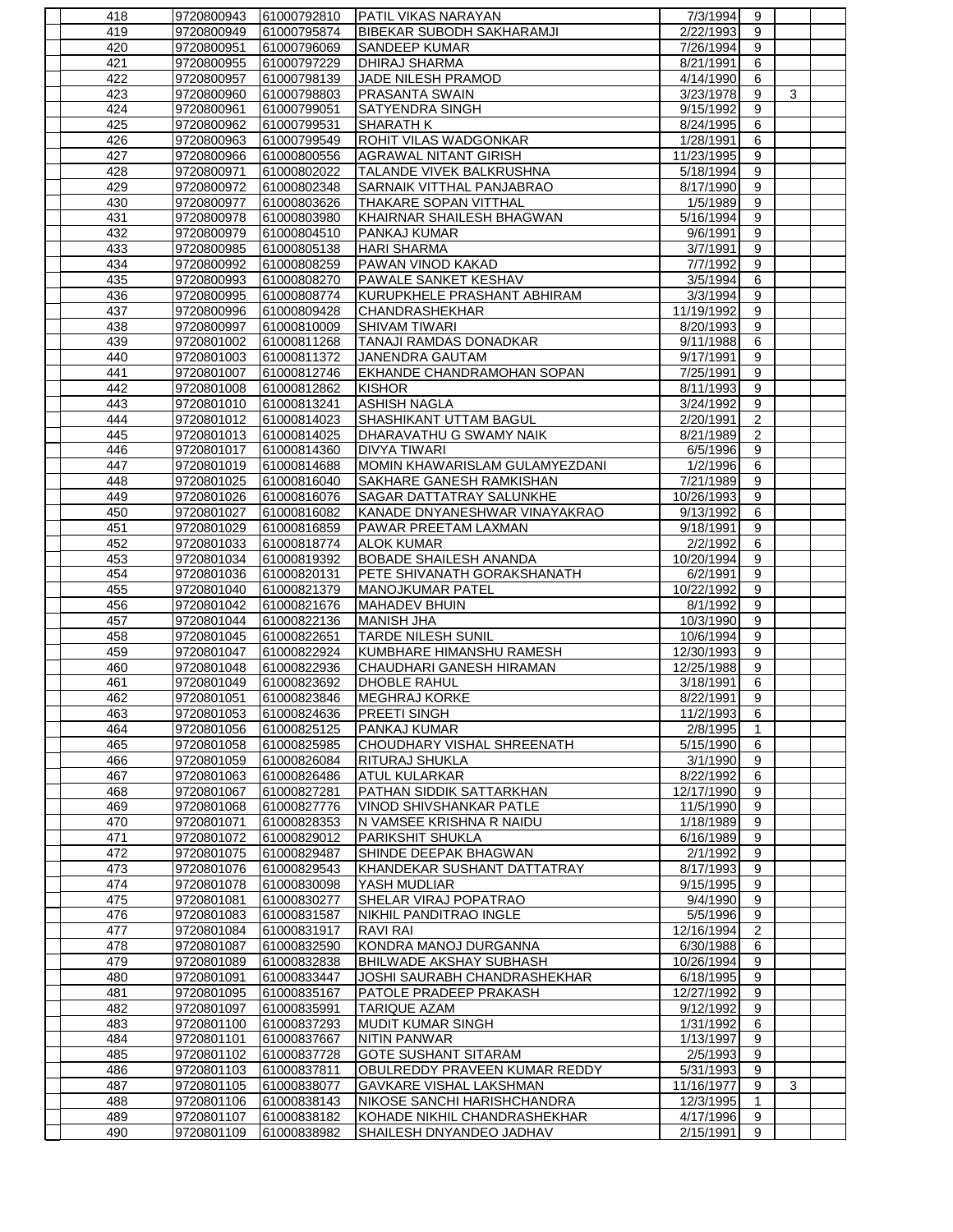| | | | | | | | |
|---|---|---|---|---|---|---|---|
| 418 | 9720800943 | 61000792810 | PATIL VIKAS NARAYAN | 7/3/1994 | 9 | | |
| 419 | 9720800949 | 61000795874 | BIBEKAR SUBODH SAKHARAMJI | 2/22/1993 | 9 | | |
| 420 | 9720800951 | 61000796069 | SANDEEP KUMAR | 7/26/1994 | 9 | | |
| 421 | 9720800955 | 61000797229 | DHIRAJ SHARMA | 8/21/1991 | 6 | | |
| 422 | 9720800957 | 61000798139 | JADE NILESH PRAMOD | 4/14/1990 | 6 | | |
| 423 | 9720800960 | 61000798803 | PRASANTA SWAIN | 3/23/1978 | 9 | 3 | |
| 424 | 9720800961 | 61000799051 | SATYENDRA SINGH | 9/15/1992 | 9 | | |
| 425 | 9720800962 | 61000799531 | SHARATH K | 8/24/1995 | 6 | | |
| 426 | 9720800963 | 61000799549 | ROHIT VILAS WADGONKAR | 1/28/1991 | 6 | | |
| 427 | 9720800966 | 61000800556 | AGRAWAL NITANT GIRISH | 11/23/1995 | 9 | | |
| 428 | 9720800971 | 61000802022 | TALANDE VIVEK BALKRUSHNA | 5/18/1994 | 9 | | |
| 429 | 9720800972 | 61000802348 | SARNAIK VITTHAL PANJABRAO | 8/17/1990 | 9 | | |
| 430 | 9720800977 | 61000803626 | THAKARE SOPAN VITTHAL | 1/5/1989 | 9 | | |
| 431 | 9720800978 | 61000803980 | KHAIRNAR SHAILESH BHAGWAN | 5/16/1994 | 9 | | |
| 432 | 9720800979 | 61000804510 | PANKAJ KUMAR | 9/6/1991 | 9 | | |
| 433 | 9720800985 | 61000805138 | HARI SHARMA | 3/7/1991 | 9 | | |
| 434 | 9720800992 | 61000808259 | PAWAN VINOD KAKAD | 7/7/1992 | 9 | | |
| 435 | 9720800993 | 61000808270 | PAWALE SANKET KESHAV | 3/5/1994 | 6 | | |
| 436 | 9720800995 | 61000808774 | KURUPKHELE PRASHANT ABHIRAM | 3/3/1994 | 9 | | |
| 437 | 9720800996 | 61000809428 | CHANDRASHEKHAR | 11/19/1992 | 9 | | |
| 438 | 9720800997 | 61000810009 | SHIVAM TIWARI | 8/20/1993 | 9 | | |
| 439 | 9720801002 | 61000811268 | TANAJI RAMDAS DONADKAR | 9/11/1988 | 6 | | |
| 440 | 9720801003 | 61000811372 | JANENDRA GAUTAM | 9/17/1991 | 9 | | |
| 441 | 9720801007 | 61000812746 | EKHANDE CHANDRAMOHAN SOPAN | 7/25/1991 | 9 | | |
| 442 | 9720801008 | 61000812862 | KISHOR | 8/11/1993 | 9 | | |
| 443 | 9720801010 | 61000813241 | ASHISH NAGLA | 3/24/1992 | 9 | | |
| 444 | 9720801012 | 61000814023 | SHASHIKANT UTTAM BAGUL | 2/20/1991 | 2 | | |
| 445 | 9720801013 | 61000814025 | DHARAVATHU G SWAMY NAIK | 8/21/1989 | 2 | | |
| 446 | 9720801017 | 61000814360 | DIVYA TIWARI | 6/5/1996 | 9 | | |
| 447 | 9720801019 | 61000814688 | MOMIN KHAWARISLAM GULAMYEZDANI | 1/2/1996 | 6 | | |
| 448 | 9720801025 | 61000816040 | SAKHARE GANESH RAMKISHAN | 7/21/1989 | 9 | | |
| 449 | 9720801026 | 61000816076 | SAGAR DATTATRAY SALUNKHE | 10/26/1993 | 9 | | |
| 450 | 9720801027 | 61000816082 | KANADE DNYANESHWAR VINAYAKRAO | 9/13/1992 | 6 | | |
| 451 | 9720801029 | 61000816859 | PAWAR PREETAM LAXMAN | 9/18/1991 | 9 | | |
| 452 | 9720801033 | 61000818774 | ALOK KUMAR | 2/2/1992 | 6 | | |
| 453 | 9720801034 | 61000819392 | BOBADE SHAILESH ANANDA | 10/20/1994 | 9 | | |
| 454 | 9720801036 | 61000820131 | PETE SHIVANATH GORAKSHANATH | 6/2/1991 | 9 | | |
| 455 | 9720801040 | 61000821379 | MANOJKUMAR PATEL | 10/22/1992 | 9 | | |
| 456 | 9720801042 | 61000821676 | MAHADEV BHUIN | 8/1/1992 | 9 | | |
| 457 | 9720801044 | 61000822136 | MANISH JHA | 10/3/1990 | 9 | | |
| 458 | 9720801045 | 61000822651 | TARDE NILESH SUNIL | 10/6/1994 | 9 | | |
| 459 | 9720801047 | 61000822924 | KUMBHARE HIMANSHU RAMESH | 12/30/1993 | 9 | | |
| 460 | 9720801048 | 61000822936 | CHAUDHARI GANESH HIRAMAN | 12/25/1988 | 9 | | |
| 461 | 9720801049 | 61000823692 | DHOBLE RAHUL | 3/18/1991 | 6 | | |
| 462 | 9720801051 | 61000823846 | MEGHRAJ KORKE | 8/22/1991 | 9 | | |
| 463 | 9720801053 | 61000824636 | PREETI SINGH | 11/2/1993 | 6 | | |
| 464 | 9720801056 | 61000825125 | PANKAJ KUMAR | 2/8/1995 | 1 | | |
| 465 | 9720801058 | 61000825985 | CHOUDHARY VISHAL SHREENATH | 5/15/1990 | 6 | | |
| 466 | 9720801059 | 61000826084 | RITURAJ SHUKLA | 3/1/1990 | 9 | | |
| 467 | 9720801063 | 61000826486 | ATUL KULARKAR | 8/22/1992 | 6 | | |
| 468 | 9720801067 | 61000827281 | PATHAN SIDDIK SATTARKHAN | 12/17/1990 | 9 | | |
| 469 | 9720801068 | 61000827776 | VINOD SHIVSHANKAR PATLE | 11/5/1990 | 9 | | |
| 470 | 9720801071 | 61000828353 | N VAMSEE KRISHNA R NAIDU | 1/18/1989 | 9 | | |
| 471 | 9720801072 | 61000829012 | PARIKSHIT SHUKLA | 6/16/1989 | 9 | | |
| 472 | 9720801075 | 61000829487 | SHINDE DEEPAK BHAGWAN | 2/1/1992 | 9 | | |
| 473 | 9720801076 | 61000829543 | KHANDEKAR SUSHANT DATTATRAY | 8/17/1993 | 9 | | |
| 474 | 9720801078 | 61000830098 | YASH MUDLIAR | 9/15/1995 | 9 | | |
| 475 | 9720801081 | 61000830277 | SHELAR VIRAJ POPATRAO | 9/4/1990 | 9 | | |
| 476 | 9720801083 | 61000831587 | NIKHIL PANDITRAO INGLE | 5/5/1996 | 9 | | |
| 477 | 9720801084 | 61000831917 | RAVI RAI | 12/16/1994 | 2 | | |
| 478 | 9720801087 | 61000832590 | KONDRA MANOJ DURGANNA | 6/30/1988 | 6 | | |
| 479 | 9720801089 | 61000832838 | BHILWADE AKSHAY SUBHASH | 10/26/1994 | 9 | | |
| 480 | 9720801091 | 61000833447 | JOSHI SAURABH CHANDRASHEKHAR | 6/18/1995 | 9 | | |
| 481 | 9720801095 | 61000835167 | PATOLE PRADEEP PRAKASH | 12/27/1992 | 9 | | |
| 482 | 9720801097 | 61000835991 | TARIQUE AZAM | 9/12/1992 | 9 | | |
| 483 | 9720801100 | 61000837293 | MUDIT KUMAR SINGH | 1/31/1992 | 6 | | |
| 484 | 9720801101 | 61000837667 | NITIN PANWAR | 1/13/1997 | 9 | | |
| 485 | 9720801102 | 61000837728 | GOTE SUSHANT SITARAM | 2/5/1993 | 9 | | |
| 486 | 9720801103 | 61000837811 | OBULREDDY PRAVEEN KUMAR REDDY | 5/31/1993 | 9 | | |
| 487 | 9720801105 | 61000838077 | GAVKARE VISHAL LAKSHMAN | 11/16/1977 | 9 | 3 | |
| 488 | 9720801106 | 61000838143 | NIKOSE SANCHI HARISHCHANDRA | 12/3/1995 | 1 | | |
| 489 | 9720801107 | 61000838182 | KOHADE NIKHIL CHANDRASHEKHAR | 4/17/1996 | 9 | | |
| 490 | 9720801109 | 61000838982 | SHAILESH DNYANDEO JADHAV | 2/15/1991 | 9 | | |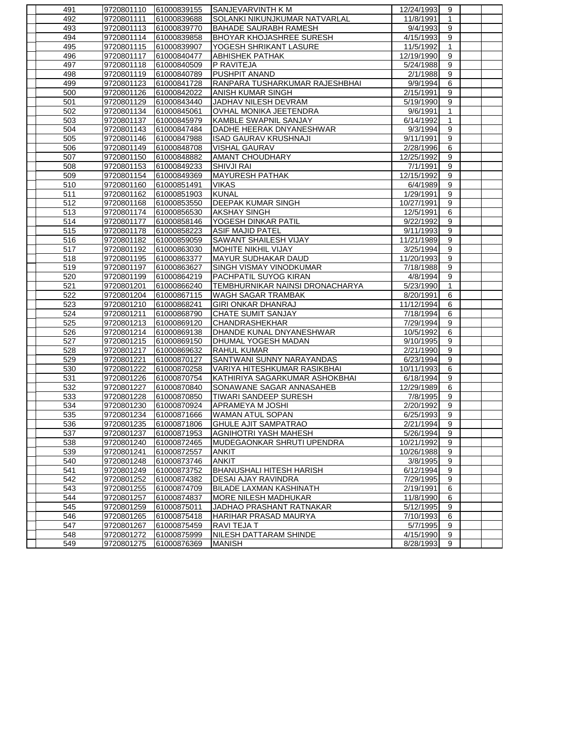| | | | | | | | | |
|---|---|---|---|---|---|---|---|---|
| | 491 | 9720801110 | 61000839155 | SANJEVARVINTH K M | 12/24/1993 | 9 | | |
| | 492 | 9720801111 | 61000839688 | SOLANKI NIKUNJKUMAR NATVARLAL | 11/8/1991 | 1 | | |
| | 493 | 9720801113 | 61000839770 | BAHADE SAURABH RAMESH | 9/4/1993 | 9 | | |
| | 494 | 9720801114 | 61000839858 | BHOYAR KHOJASHREE SURESH | 4/15/1993 | 9 | | |
| | 495 | 9720801115 | 61000839907 | YOGESH SHRIKANT LASURE | 11/5/1992 | 1 | | |
| | 496 | 9720801117 | 61000840477 | ABHISHEK PATHAK | 12/19/1990 | 9 | | |
| | 497 | 9720801118 | 61000840509 | P RAVITEJA | 5/24/1988 | 9 | | |
| | 498 | 9720801119 | 61000840789 | PUSHPIT ANAND | 2/1/1988 | 9 | | |
| | 499 | 9720801123 | 61000841728 | RANPARA TUSHARKUMAR RAJESHBHAI | 9/9/1994 | 6 | | |
| | 500 | 9720801126 | 61000842022 | ANISH KUMAR SINGH | 2/15/1991 | 9 | | |
| | 501 | 9720801129 | 61000843440 | JADHAV NILESH DEVRAM | 5/19/1990 | 9 | | |
| | 502 | 9720801134 | 61000845061 | OVHAL MONIKA JEETENDRA | 9/6/1991 | 1 | | |
| | 503 | 9720801137 | 61000845979 | KAMBLE SWAPNIL SANJAY | 6/14/1992 | 1 | | |
| | 504 | 9720801143 | 61000847484 | DADHE HEERAK DNYANESHWAR | 9/3/1994 | 9 | | |
| | 505 | 9720801146 | 61000847988 | ISAD GAURAV KRUSHNAJI | 9/11/1991 | 9 | | |
| | 506 | 9720801149 | 61000848708 | VISHAL GAURAV | 2/28/1996 | 6 | | |
| | 507 | 9720801150 | 61000848882 | AMANT CHOUDHARY | 12/25/1992 | 9 | | |
| | 508 | 9720801153 | 61000849233 | SHIVJI RAI | 7/1/1991 | 9 | | |
| | 509 | 9720801154 | 61000849369 | MAYURESH PATHAK | 12/15/1992 | 9 | | |
| | 510 | 9720801160 | 61000851491 | VIKAS | 6/4/1989 | 9 | | |
| | 511 | 9720801162 | 61000851903 | KUNAL | 1/29/1991 | 9 | | |
| | 512 | 9720801168 | 61000853550 | DEEPAK KUMAR SINGH | 10/27/1991 | 9 | | |
| | 513 | 9720801174 | 61000856530 | AKSHAY SINGH | 12/5/1991 | 6 | | |
| | 514 | 9720801177 | 61000858146 | YOGESH DINKAR PATIL | 9/22/1992 | 9 | | |
| | 515 | 9720801178 | 61000858223 | ASIF MAJID PATEL | 9/11/1993 | 9 | | |
| | 516 | 9720801182 | 61000859059 | SAWANT SHAILESH VIJAY | 11/21/1989 | 9 | | |
| | 517 | 9720801192 | 61000863030 | MOHITE NIKHIL VIJAY | 3/25/1994 | 9 | | |
| | 518 | 9720801195 | 61000863377 | MAYUR SUDHAKAR DAUD | 11/20/1993 | 9 | | |
| | 519 | 9720801197 | 61000863627 | SINGH VISMAY VINODKUMAR | 7/18/1988 | 9 | | |
| | 520 | 9720801199 | 61000864219 | PACHPATIL SUYOG KIRAN | 4/8/1994 | 9 | | |
| | 521 | 9720801201 | 61000866240 | TEMBHURNIKAR NAINSI DRONACHARYA | 5/23/1990 | 1 | | |
| | 522 | 9720801204 | 61000867115 | WAGH SAGAR TRAMBAK | 8/20/1991 | 6 | | |
| | 523 | 9720801210 | 61000868241 | GIRI ONKAR DHANRAJ | 11/12/1994 | 6 | | |
| | 524 | 9720801211 | 61000868790 | CHATE SUMIT SANJAY | 7/18/1994 | 6 | | |
| | 525 | 9720801213 | 61000869120 | CHANDRASHEKHAR | 7/29/1994 | 9 | | |
| | 526 | 9720801214 | 61000869138 | DHANDE KUNAL DNYANESHWAR | 10/5/1992 | 6 | | |
| | 527 | 9720801215 | 61000869150 | DHUMAL YOGESH MADAN | 9/10/1995 | 9 | | |
| | 528 | 9720801217 | 61000869632 | RAHUL KUMAR | 2/21/1990 | 9 | | |
| | 529 | 9720801221 | 61000870127 | SANTWANI SUNNY NARAYANDAS | 6/23/1994 | 9 | | |
| | 530 | 9720801222 | 61000870258 | VARIYA HITESHKUMAR RASIKBHAI | 10/11/1993 | 6 | | |
| | 531 | 9720801226 | 61000870754 | KATHIRIYA SAGARKUMAR ASHOKBHAI | 6/18/1994 | 9 | | |
| | 532 | 9720801227 | 61000870840 | SONAWANE SAGAR ANNASAHEB | 12/29/1989 | 6 | | |
| | 533 | 9720801228 | 61000870850 | TIWARI SANDEEP SURESH | 7/8/1995 | 9 | | |
| | 534 | 9720801230 | 61000870924 | APRAMEYA M JOSHI | 2/20/1992 | 9 | | |
| | 535 | 9720801234 | 61000871666 | WAMAN ATUL SOPAN | 6/25/1993 | 9 | | |
| | 536 | 9720801235 | 61000871806 | GHULE AJIT SAMPATRAO | 2/21/1994 | 9 | | |
| | 537 | 9720801237 | 61000871953 | AGNIHOTRI YASH MAHESH | 5/26/1994 | 9 | | |
| | 538 | 9720801240 | 61000872465 | MUDEGAONKAR SHRUTI UPENDRA | 10/21/1992 | 9 | | |
| | 539 | 9720801241 | 61000872557 | ANKIT | 10/26/1988 | 9 | | |
| | 540 | 9720801248 | 61000873746 | ANKIT | 3/8/1995 | 9 | | |
| | 541 | 9720801249 | 61000873752 | BHANUSHALI HITESH HARISH | 6/12/1994 | 9 | | |
| | 542 | 9720801252 | 61000874382 | DESAI AJAY RAVINDRA | 7/29/1995 | 9 | | |
| | 543 | 9720801255 | 61000874709 | BILADE LAXMAN KASHINATH | 2/19/1991 | 6 | | |
| | 544 | 9720801257 | 61000874837 | MORE NILESH MADHUKAR | 11/8/1990 | 6 | | |
| | 545 | 9720801259 | 61000875011 | JADHAO PRASHANT RATNAKAR | 5/12/1995 | 9 | | |
| | 546 | 9720801265 | 61000875418 | HARIHAR PRASAD MAURYA | 7/10/1993 | 6 | | |
| | 547 | 9720801267 | 61000875459 | RAVI TEJA T | 5/7/1995 | 9 | | |
| | 548 | 9720801272 | 61000875999 | NILESH DATTARAM SHINDE | 4/15/1990 | 9 | | |
| | 549 | 9720801275 | 61000876369 | MANISH | 8/28/1993 | 9 | | |